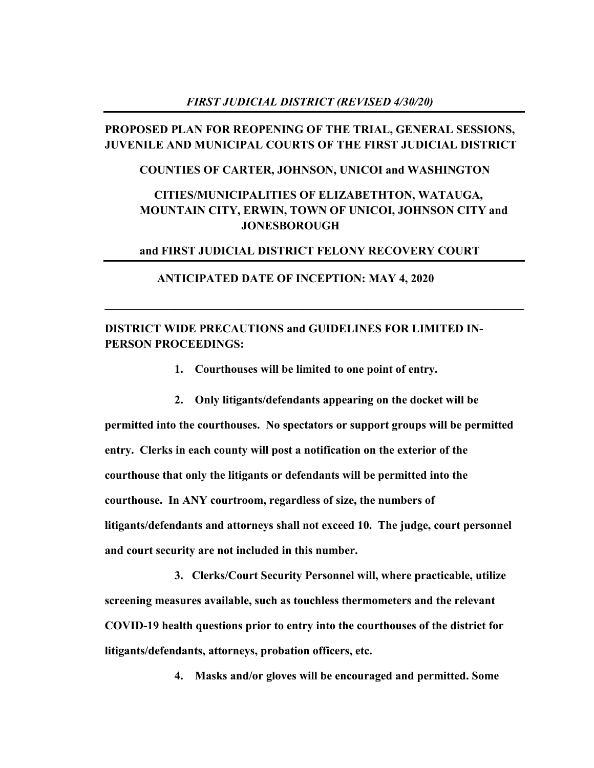*FIRST JUDICIAL DISTRICT (REVISED 4/30/20)*

---

**PROPOSED PLAN FOR REOPENING OF THE TRIAL, GENERAL SESSIONS, JUVENILE AND MUNICIPAL COURTS OF THE FIRST JUDICIAL DISTRICT**

**COUNTIES OF CARTER, JOHNSON, UNICOI and WASHINGTON**

**CITIES/MUNICIPALITIES OF ELIZABETHTON, WATAUGA, MOUNTAIN CITY, ERWIN, TOWN OF UNICOI, JOHNSON CITY and JONESBOROUGH**

**and FIRST JUDICIAL DISTRICT FELONY RECOVERY COURT**

---

**ANTICIPATED DATE OF INCEPTION: MAY 4, 2020**

---

**DISTRICT WIDE PRECAUTIONS and GUIDELINES FOR LIMITED IN-PERSON PROCEEDINGS:**

1. **Courthouses will be limited to one point of entry.**

2. **Only litigants/defendants appearing on the docket will be permitted into the courthouses. No spectators or support groups will be permitted entry. Clerks in each county will post a notification on the exterior of the courthouse that only the litigants or defendants will be permitted into the courthouse. In ANY courtroom, regardless of size, the numbers of litigants/defendants and attorneys shall not exceed 10. The judge, court personnel and court security are not included in this number.**

3. **Clerks/Court Security Personnel will, where practicable, utilize screening measures available, such as touchless thermometers and the relevant COVID-19 health questions prior to entry into the courthouses of the district for litigants/defendants, attorneys, probation officers, etc.**

4. **Masks and/or gloves will be encouraged and permitted. Some**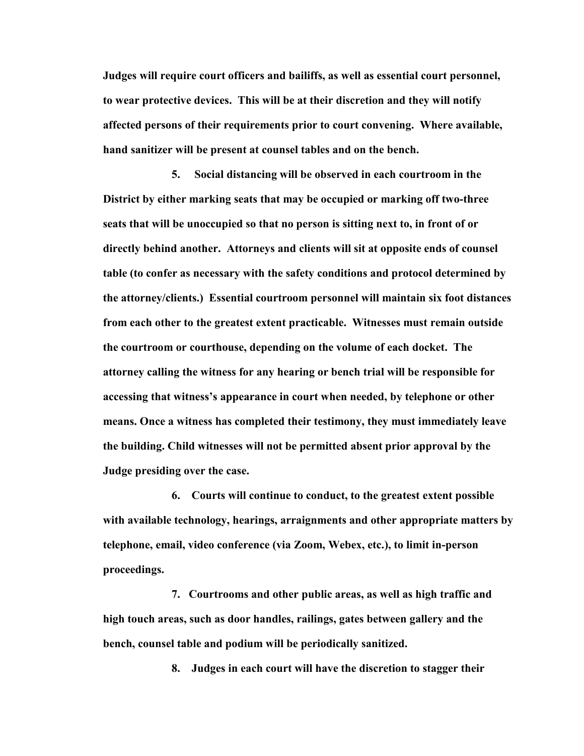**Judges will require court officers and bailiffs, as well as essential court personnel, to wear protective devices. This will be at their discretion and they will notify affected persons of their requirements prior to court convening. Where available, hand sanitizer will be present at counsel tables and on the bench.**

**5. Social distancing will be observed in each courtroom in the District by either marking seats that may be occupied or marking off two-three seats that will be unoccupied so that no person is sitting next to, in front of or directly behind another. Attorneys and clients will sit at opposite ends of counsel table (to confer as necessary with the safety conditions and protocol determined by the attorney/clients.) Essential courtroom personnel will maintain six foot distances from each other to the greatest extent practicable. Witnesses must remain outside the courtroom or courthouse, depending on the volume of each docket. The attorney calling the witness for any hearing or bench trial will be responsible for accessing that witness's appearance in court when needed, by telephone or other means. Once a witness has completed their testimony, they must immediately leave the building. Child witnesses will not be permitted absent prior approval by the Judge presiding over the case.**

**6. Courts will continue to conduct, to the greatest extent possible with available technology, hearings, arraignments and other appropriate matters by telephone, email, video conference (via Zoom, Webex, etc.), to limit in-person proceedings.**

**7. Courtrooms and other public areas, as well as high traffic and high touch areas, such as door handles, railings, gates between gallery and the bench, counsel table and podium will be periodically sanitized.**

**8. Judges in each court will have the discretion to stagger their**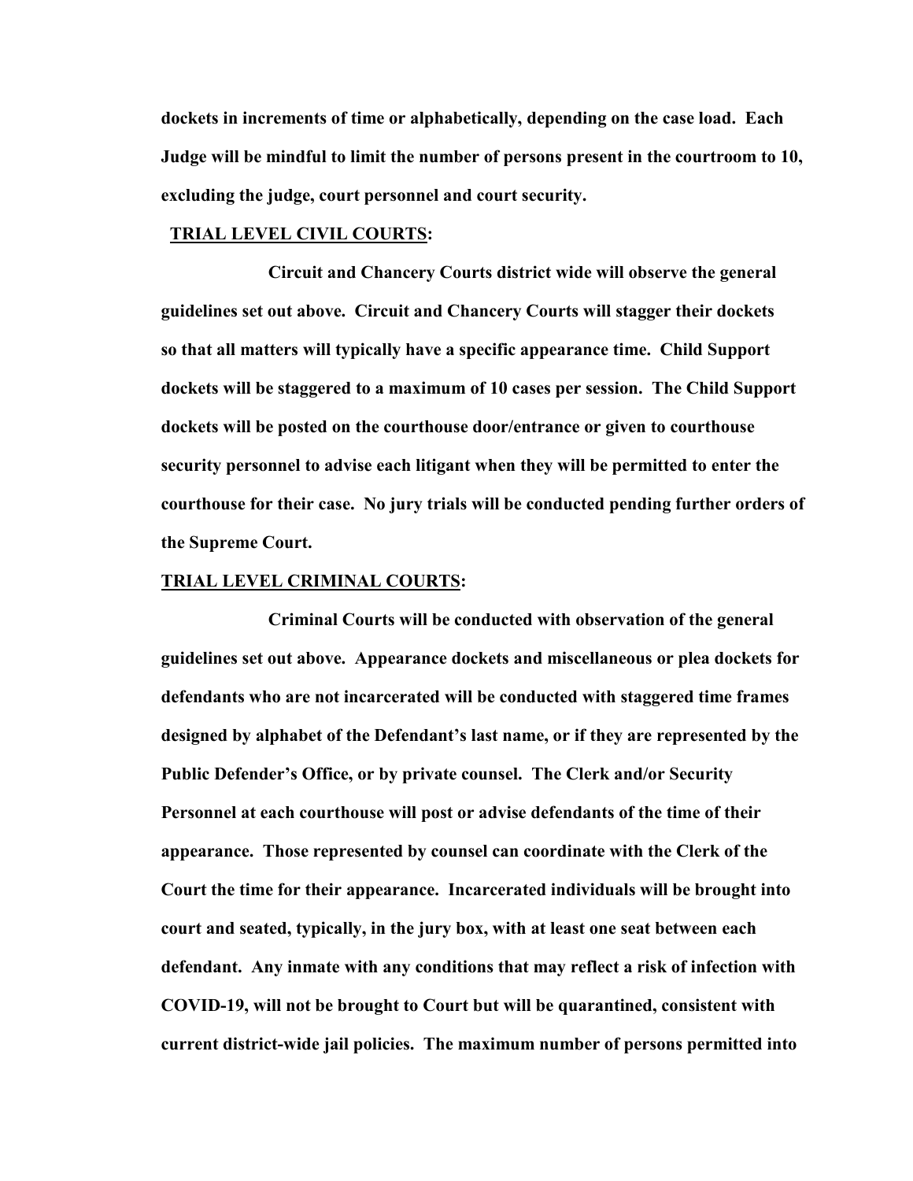**dockets in increments of time or alphabetically, depending on the case load. Each Judge will be mindful to limit the number of persons present in the courtroom to 10, excluding the judge, court personnel and court security.**

**TRIAL LEVEL CIVIL COURTS:**

**Circuit and Chancery Courts district wide will observe the general guidelines set out above. Circuit and Chancery Courts will stagger their dockets so that all matters will typically have a specific appearance time. Child Support dockets will be staggered to a maximum of 10 cases per session. The Child Support dockets will be posted on the courthouse door/entrance or given to courthouse security personnel to advise each litigant when they will be permitted to enter the courthouse for their case. No jury trials will be conducted pending further orders of the Supreme Court.**

**TRIAL LEVEL CRIMINAL COURTS:**

**Criminal Courts will be conducted with observation of the general guidelines set out above. Appearance dockets and miscellaneous or plea dockets for defendants who are not incarcerated will be conducted with staggered time frames designed by alphabet of the Defendant's last name, or if they are represented by the Public Defender's Office, or by private counsel. The Clerk and/or Security Personnel at each courthouse will post or advise defendants of the time of their appearance. Those represented by counsel can coordinate with the Clerk of the Court the time for their appearance. Incarcerated individuals will be brought into court and seated, typically, in the jury box, with at least one seat between each defendant. Any inmate with any conditions that may reflect a risk of infection with COVID-19, will not be brought to Court but will be quarantined, consistent with current district-wide jail policies. The maximum number of persons permitted into**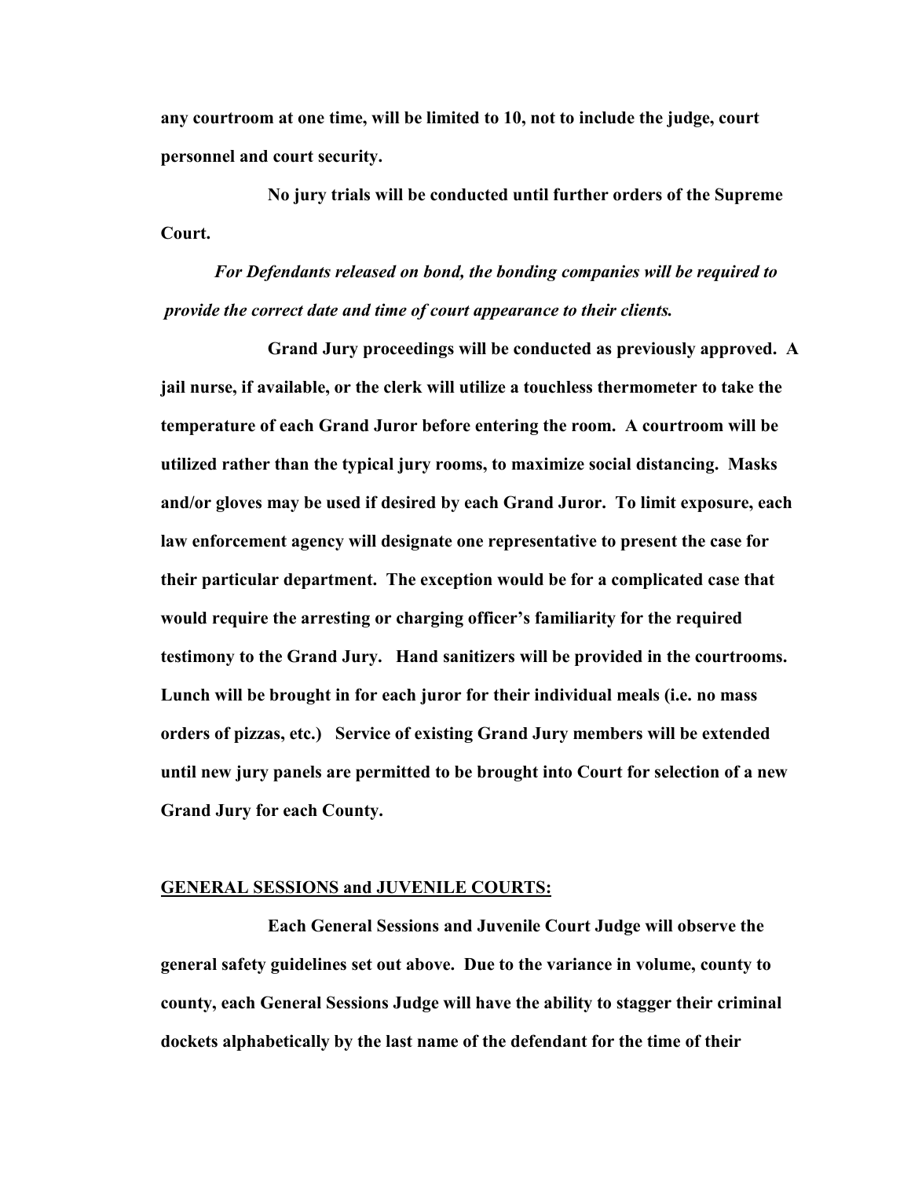**any courtroom at one time, will be limited to 10, not to include the judge, court personnel and court security.**

**No jury trials will be conducted until further orders of the Supreme Court.**

***For Defendants released on bond, the bonding companies will be required to provide the correct date and time of court appearance to their clients.***

**Grand Jury proceedings will be conducted as previously approved. A jail nurse, if available, or the clerk will utilize a touchless thermometer to take the temperature of each Grand Juror before entering the room. A courtroom will be utilized rather than the typical jury rooms, to maximize social distancing. Masks and/or gloves may be used if desired by each Grand Juror. To limit exposure, each law enforcement agency will designate one representative to present the case for their particular department. The exception would be for a complicated case that would require the arresting or charging officer's familiarity for the required testimony to the Grand Jury. Hand sanitizers will be provided in the courtrooms. Lunch will be brought in for each juror for their individual meals (i.e. no mass orders of pizzas, etc.) Service of existing Grand Jury members will be extended until new jury panels are permitted to be brought into Court for selection of a new Grand Jury for each County.**

**<u>GENERAL SESSIONS and JUVENILE COURTS:</u>**

**Each General Sessions and Juvenile Court Judge will observe the general safety guidelines set out above. Due to the variance in volume, county to county, each General Sessions Judge will have the ability to stagger their criminal dockets alphabetically by the last name of the defendant for the time of their**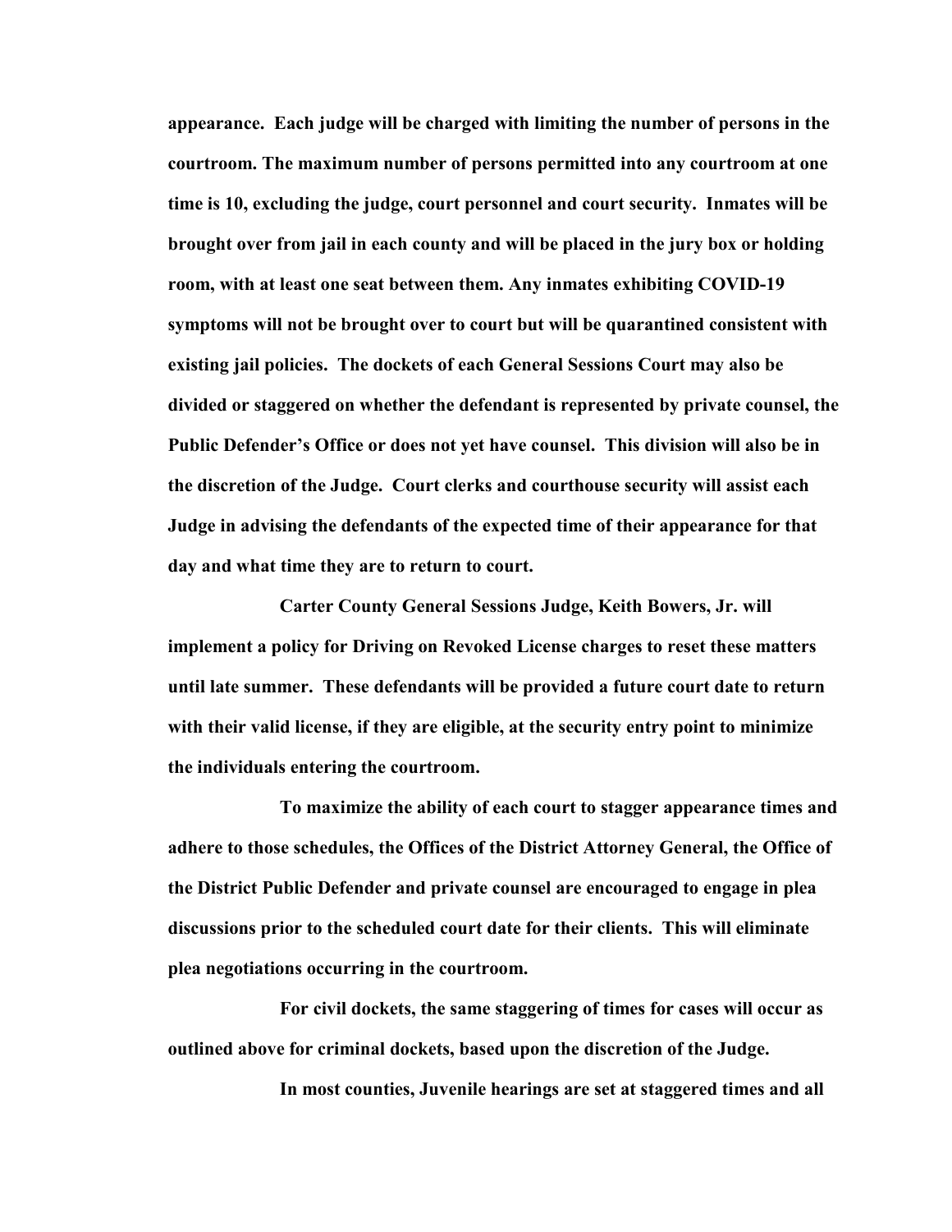**appearance. Each judge will be charged with limiting the number of persons in the courtroom. The maximum number of persons permitted into any courtroom at one time is 10, excluding the judge, court personnel and court security. Inmates will be brought over from jail in each county and will be placed in the jury box or holding room, with at least one seat between them. Any inmates exhibiting COVID-19 symptoms will not be brought over to court but will be quarantined consistent with existing jail policies. The dockets of each General Sessions Court may also be divided or staggered on whether the defendant is represented by private counsel, the Public Defender's Office or does not yet have counsel. This division will also be in the discretion of the Judge. Court clerks and courthouse security will assist each Judge in advising the defendants of the expected time of their appearance for that day and what time they are to return to court.**

**Carter County General Sessions Judge, Keith Bowers, Jr. will implement a policy for Driving on Revoked License charges to reset these matters until late summer. These defendants will be provided a future court date to return with their valid license, if they are eligible, at the security entry point to minimize the individuals entering the courtroom.**

**To maximize the ability of each court to stagger appearance times and adhere to those schedules, the Offices of the District Attorney General, the Office of the District Public Defender and private counsel are encouraged to engage in plea discussions prior to the scheduled court date for their clients. This will eliminate plea negotiations occurring in the courtroom.**

**For civil dockets, the same staggering of times for cases will occur as outlined above for criminal dockets, based upon the discretion of the Judge.**

**In most counties, Juvenile hearings are set at staggered times and all**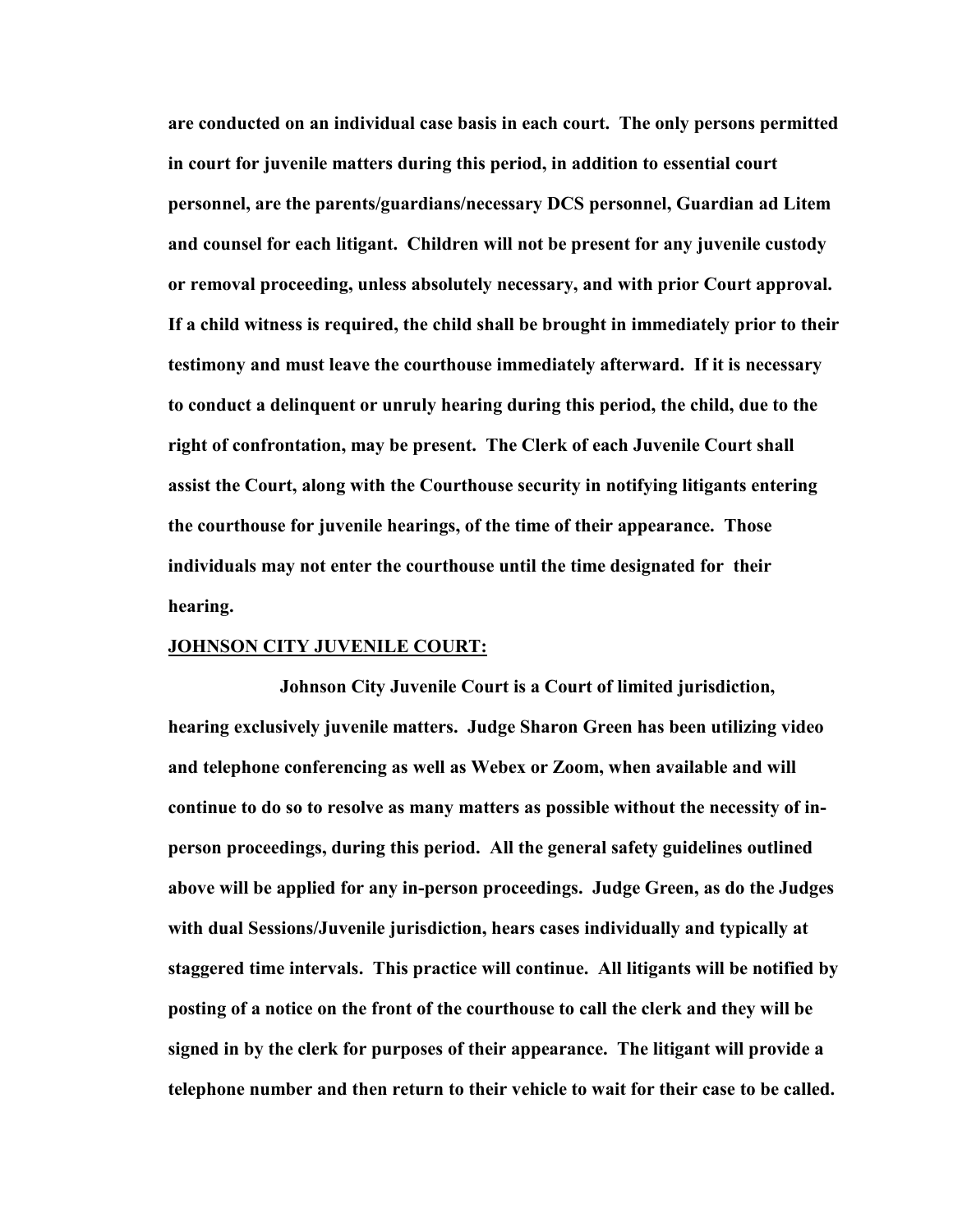**are conducted on an individual case basis in each court. The only persons permitted in court for juvenile matters during this period, in addition to essential court personnel, are the parents/guardians/necessary DCS personnel, Guardian ad Litem and counsel for each litigant. Children will not be present for any juvenile custody or removal proceeding, unless absolutely necessary, and with prior Court approval. If a child witness is required, the child shall be brought in immediately prior to their testimony and must leave the courthouse immediately afterward. If it is necessary to conduct a delinquent or unruly hearing during this period, the child, due to the right of confrontation, may be present. The Clerk of each Juvenile Court shall assist the Court, along with the Courthouse security in notifying litigants entering the courthouse for juvenile hearings, of the time of their appearance. Those individuals may not enter the courthouse until the time designated for their hearing.**

**JOHNSON CITY JUVENILE COURT:**

**Johnson City Juvenile Court is a Court of limited jurisdiction, hearing exclusively juvenile matters. Judge Sharon Green has been utilizing video and telephone conferencing as well as Webex or Zoom, when available and will continue to do so to resolve as many matters as possible without the necessity of in-person proceedings, during this period. All the general safety guidelines outlined above will be applied for any in-person proceedings. Judge Green, as do the Judges with dual Sessions/Juvenile jurisdiction, hears cases individually and typically at staggered time intervals. This practice will continue. All litigants will be notified by posting of a notice on the front of the courthouse to call the clerk and they will be signed in by the clerk for purposes of their appearance. The litigant will provide a telephone number and then return to their vehicle to wait for their case to be called.**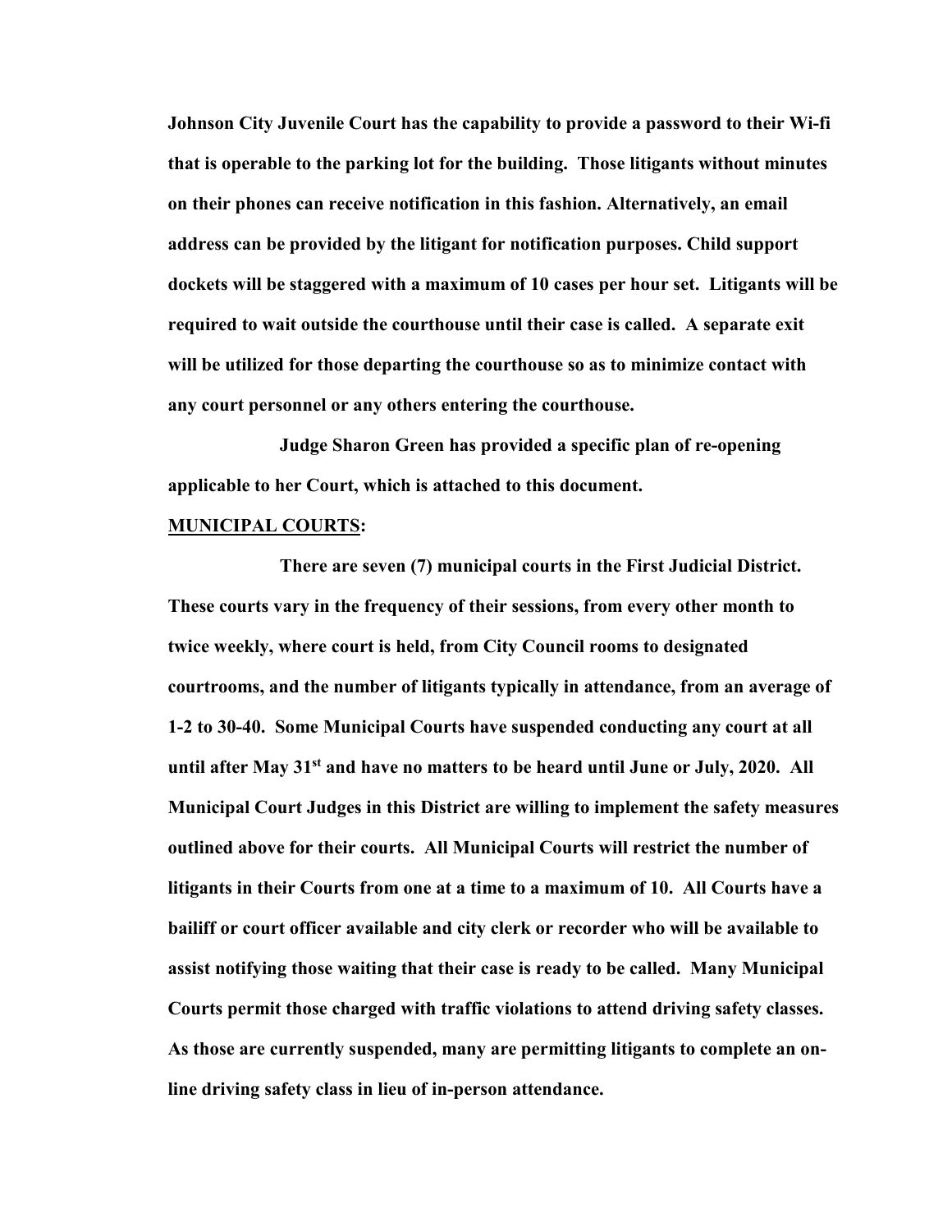**Johnson City Juvenile Court has the capability to provide a password to their Wi-fi that is operable to the parking lot for the building. Those litigants without minutes on their phones can receive notification in this fashion. Alternatively, an email address can be provided by the litigant for notification purposes. Child support dockets will be staggered with a maximum of 10 cases per hour set. Litigants will be required to wait outside the courthouse until their case is called. A separate exit will be utilized for those departing the courthouse so as to minimize contact with any court personnel or any others entering the courthouse.**

**Judge Sharon Green has provided a specific plan of re-opening applicable to her Court, which is attached to this document.**

**<u>MUNICIPAL COURTS</u>:**

**There are seven (7) municipal courts in the First Judicial District. These courts vary in the frequency of their sessions, from every other month to twice weekly, where court is held, from City Council rooms to designated courtrooms, and the number of litigants typically in attendance, from an average of 1-2 to 30-40. Some Municipal Courts have suspended conducting any court at all until after May 31st and have no matters to be heard until June or July, 2020. All Municipal Court Judges in this District are willing to implement the safety measures outlined above for their courts. All Municipal Courts will restrict the number of litigants in their Courts from one at a time to a maximum of 10. All Courts have a bailiff or court officer available and city clerk or recorder who will be available to assist notifying those waiting that their case is ready to be called. Many Municipal Courts permit those charged with traffic violations to attend driving safety classes. As those are currently suspended, many are permitting litigants to complete an on-line driving safety class in lieu of in-person attendance.**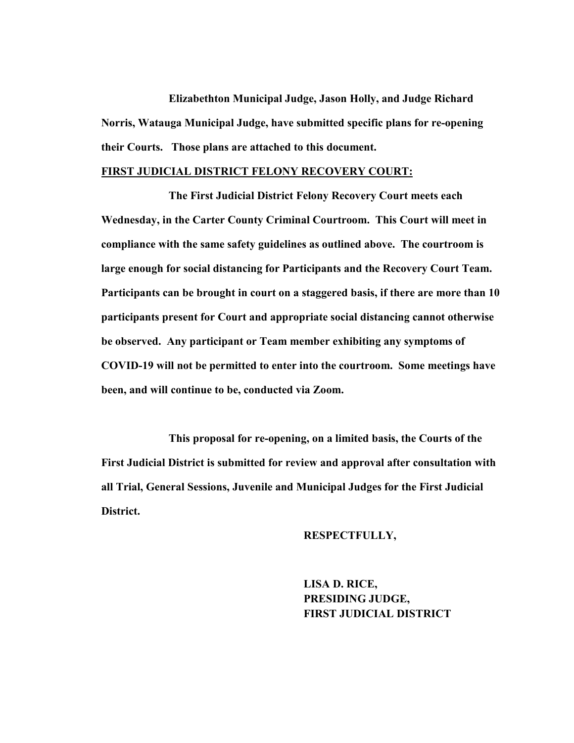**Elizabethton Municipal Judge, Jason Holly, and Judge Richard Norris, Watauga Municipal Judge, have submitted specific plans for re-opening their Courts. Those plans are attached to this document.**

**<u>FIRST JUDICIAL DISTRICT FELONY RECOVERY COURT:</u>**

**The First Judicial District Felony Recovery Court meets each Wednesday, in the Carter County Criminal Courtroom. This Court will meet in compliance with the same safety guidelines as outlined above. The courtroom is large enough for social distancing for Participants and the Recovery Court Team. Participants can be brought in court on a staggered basis, if there are more than 10 participants present for Court and appropriate social distancing cannot otherwise be observed. Any participant or Team member exhibiting any symptoms of COVID-19 will not be permitted to enter into the courtroom. Some meetings have been, and will continue to be, conducted via Zoom.**

**This proposal for re-opening, on a limited basis, the Courts of the First Judicial District is submitted for review and approval after consultation with all Trial, General Sessions, Juvenile and Municipal Judges for the First Judicial District.**

**RESPECTFULLY,**

**LISA D. RICE,**
**PRESIDING JUDGE,**
**FIRST JUDICIAL DISTRICT**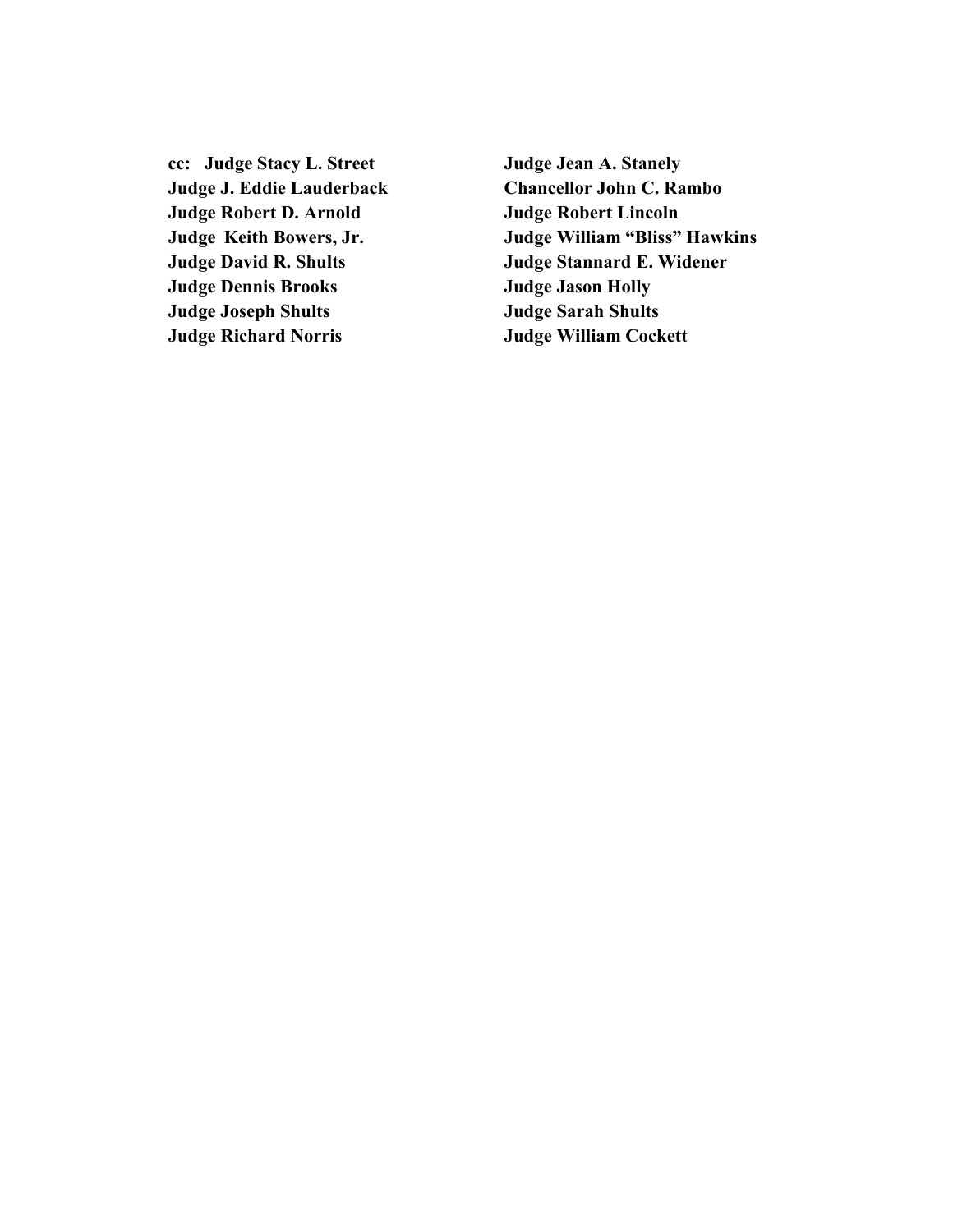**cc: Judge Stacy L. Street**
**Judge J. Eddie Lauderback**
**Judge Robert D. Arnold**
**Judge Keith Bowers, Jr.**
**Judge David R. Shults**
**Judge Dennis Brooks**
**Judge Joseph Shults**
**Judge Richard Norris**
**Judge Jean A. Stanely**
**Chancellor John C. Rambo**
**Judge Robert Lincoln**
**Judge William "Bliss" Hawkins**
**Judge Stannard E. Widener**
**Judge Jason Holly**
**Judge Sarah Shults**
**Judge William Cockett**